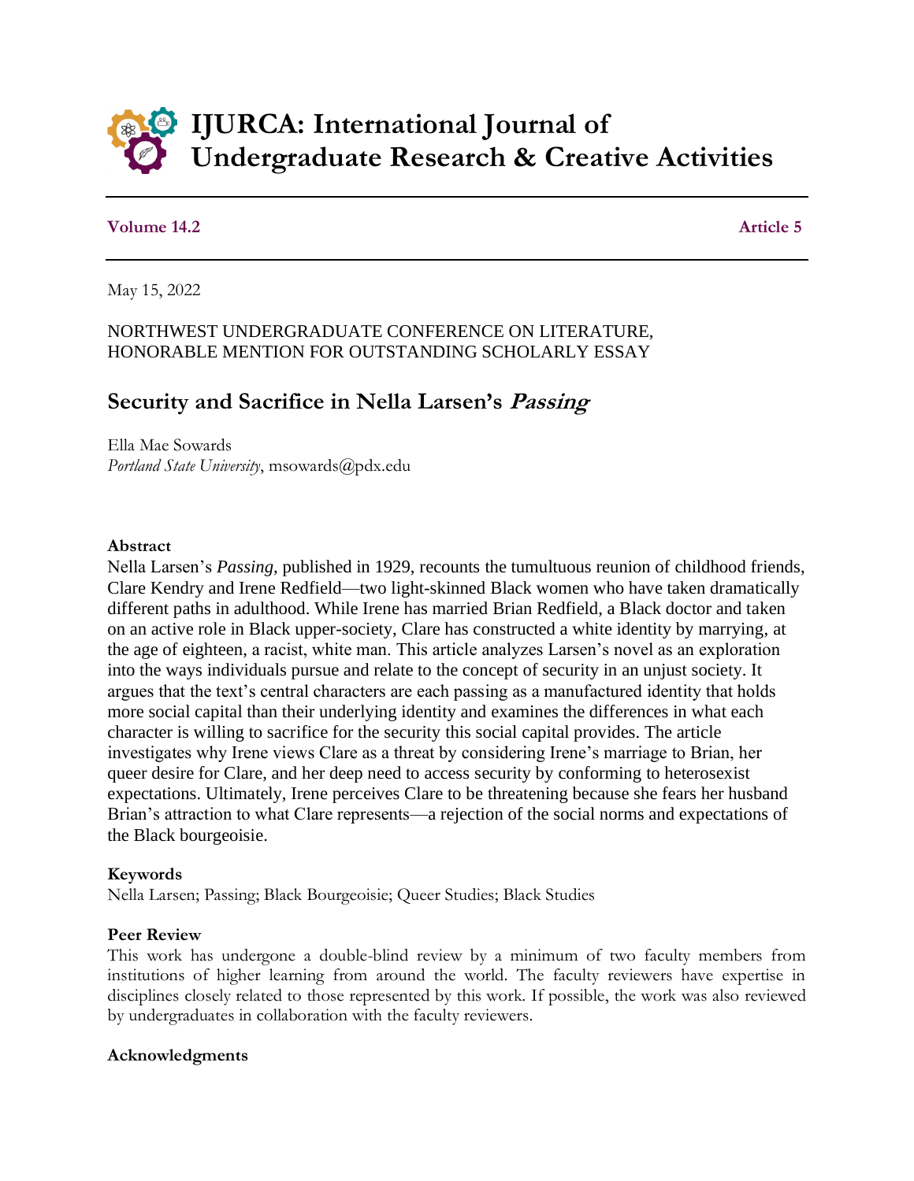# IJURCA: International Journal of Undergraduate Research & Creative Activities

**Volume 14.2** **Article 5**

May 15, 2022

NORTHWEST UNDERGRADUATE CONFERENCE ON LITERATURE, HONORABLE MENTION FOR OUTSTANDING SCHOLARLY ESSAY

## Security and Sacrifice in Nella Larsen's *Passing*

Ella Mae Sowards
*Portland State University*, msowards@pdx.edu

**Abstract**

Nella Larsen's *Passing,* published in 1929, recounts the tumultuous reunion of childhood friends, Clare Kendry and Irene Redfield—two light-skinned Black women who have taken dramatically different paths in adulthood. While Irene has married Brian Redfield, a Black doctor and taken on an active role in Black upper-society, Clare has constructed a white identity by marrying, at the age of eighteen, a racist, white man. This article analyzes Larsen's novel as an exploration into the ways individuals pursue and relate to the concept of security in an unjust society. It argues that the text's central characters are each passing as a manufactured identity that holds more social capital than their underlying identity and examines the differences in what each character is willing to sacrifice for the security this social capital provides. The article investigates why Irene views Clare as a threat by considering Irene's marriage to Brian, her queer desire for Clare, and her deep need to access security by conforming to heterosexist expectations. Ultimately, Irene perceives Clare to be threatening because she fears her husband Brian's attraction to what Clare represents—a rejection of the social norms and expectations of the Black bourgeoisie.

**Keywords**

Nella Larsen; Passing; Black Bourgeoisie; Queer Studies; Black Studies

**Peer Review**

This work has undergone a double-blind review by a minimum of two faculty members from institutions of higher learning from around the world. The faculty reviewers have expertise in disciplines closely related to those represented by this work. If possible, the work was also reviewed by undergraduates in collaboration with the faculty reviewers.

**Acknowledgments**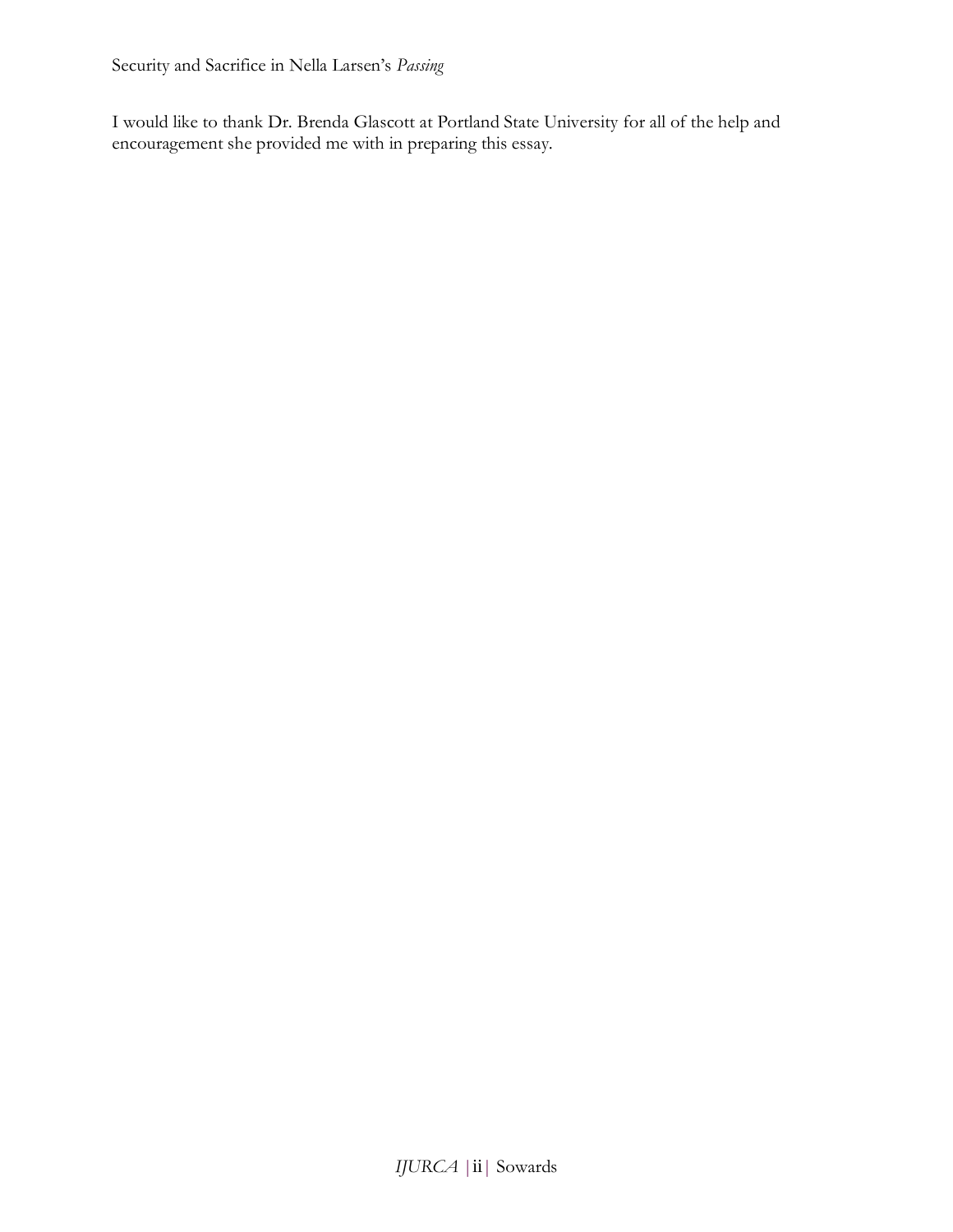I would like to thank Dr. Brenda Glascott at Portland State University for all of the help and encouragement she provided me with in preparing this essay.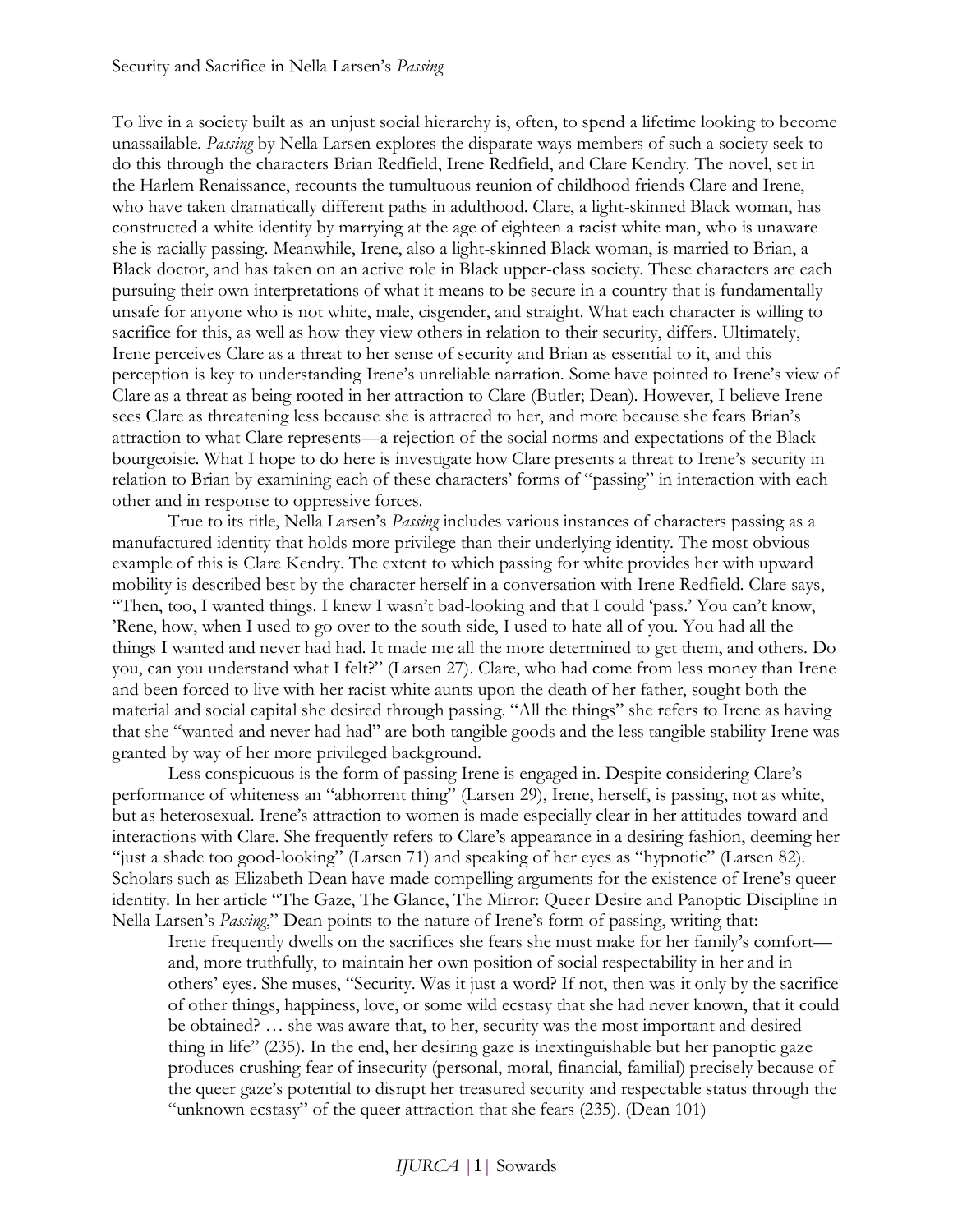To live in a society built as an unjust social hierarchy is, often, to spend a lifetime looking to become unassailable. *Passing* by Nella Larsen explores the disparate ways members of such a society seek to do this through the characters Brian Redfield, Irene Redfield, and Clare Kendry. The novel, set in the Harlem Renaissance, recounts the tumultuous reunion of childhood friends Clare and Irene, who have taken dramatically different paths in adulthood. Clare, a light-skinned Black woman, has constructed a white identity by marrying at the age of eighteen a racist white man, who is unaware she is racially passing. Meanwhile, Irene, also a light-skinned Black woman, is married to Brian, a Black doctor, and has taken on an active role in Black upper-class society. These characters are each pursuing their own interpretations of what it means to be secure in a country that is fundamentally unsafe for anyone who is not white, male, cisgender, and straight. What each character is willing to sacrifice for this, as well as how they view others in relation to their security, differs. Ultimately, Irene perceives Clare as a threat to her sense of security and Brian as essential to it, and this perception is key to understanding Irene's unreliable narration. Some have pointed to Irene's view of Clare as a threat as being rooted in her attraction to Clare (Butler; Dean). However, I believe Irene sees Clare as threatening less because she is attracted to her, and more because she fears Brian's attraction to what Clare represents—a rejection of the social norms and expectations of the Black bourgeoisie. What I hope to do here is investigate how Clare presents a threat to Irene's security in relation to Brian by examining each of these characters' forms of "passing" in interaction with each other and in response to oppressive forces.

True to its title, Nella Larsen's *Passing* includes various instances of characters passing as a manufactured identity that holds more privilege than their underlying identity. The most obvious example of this is Clare Kendry. The extent to which passing for white provides her with upward mobility is described best by the character herself in a conversation with Irene Redfield. Clare says, "Then, too, I wanted things. I knew I wasn't bad-looking and that I could 'pass.' You can't know, 'Rene, how, when I used to go over to the south side, I used to hate all of you. You had all the things I wanted and never had had. It made me all the more determined to get them, and others. Do you, can you understand what I felt?" (Larsen 27). Clare, who had come from less money than Irene and been forced to live with her racist white aunts upon the death of her father, sought both the material and social capital she desired through passing. "All the things" she refers to Irene as having that she "wanted and never had had" are both tangible goods and the less tangible stability Irene was granted by way of her more privileged background.

Less conspicuous is the form of passing Irene is engaged in. Despite considering Clare's performance of whiteness an "abhorrent thing" (Larsen 29), Irene, herself, is passing, not as white, but as heterosexual. Irene's attraction to women is made especially clear in her attitudes toward and interactions with Clare. She frequently refers to Clare's appearance in a desiring fashion, deeming her "just a shade too good-looking" (Larsen 71) and speaking of her eyes as "hypnotic" (Larsen 82). Scholars such as Elizabeth Dean have made compelling arguments for the existence of Irene's queer identity. In her article "The Gaze, The Glance, The Mirror: Queer Desire and Panoptic Discipline in Nella Larsen's *Passing*," Dean points to the nature of Irene's form of passing, writing that:

> Irene frequently dwells on the sacrifices she fears she must make for her family's comfort—and, more truthfully, to maintain her own position of social respectability in her and in others' eyes. She muses, "Security. Was it just a word? If not, then was it only by the sacrifice of other things, happiness, love, or some wild ecstasy that she had never known, that it could be obtained? … she was aware that, to her, security was the most important and desired thing in life" (235). In the end, her desiring gaze is inextinguishable but her panoptic gaze produces crushing fear of insecurity (personal, moral, financial, familial) precisely because of the queer gaze's potential to disrupt her treasured security and respectable status through the "unknown ecstasy" of the queer attraction that she fears (235). (Dean 101)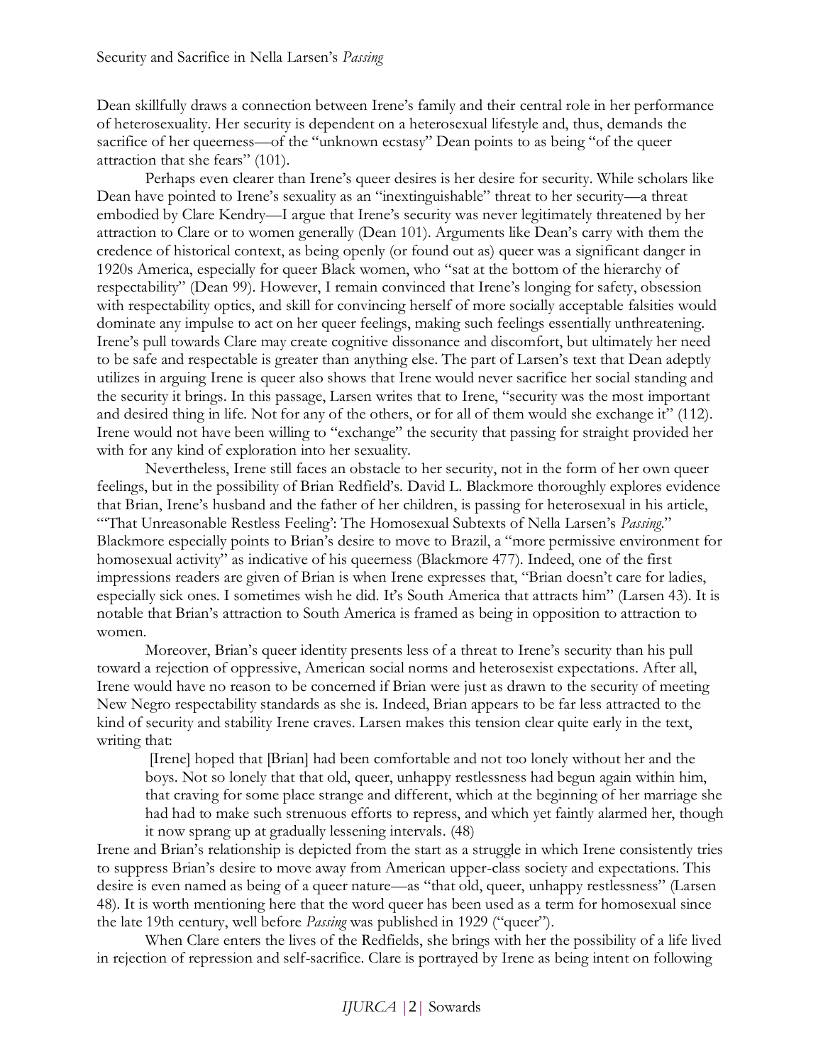Dean skillfully draws a connection between Irene's family and their central role in her performance of heterosexuality. Her security is dependent on a heterosexual lifestyle and, thus, demands the sacrifice of her queerness—of the "unknown ecstasy" Dean points to as being "of the queer attraction that she fears" (101).

Perhaps even clearer than Irene's queer desires is her desire for security. While scholars like Dean have pointed to Irene's sexuality as an "inextinguishable" threat to her security—a threat embodied by Clare Kendry—I argue that Irene's security was never legitimately threatened by her attraction to Clare or to women generally (Dean 101). Arguments like Dean's carry with them the credence of historical context, as being openly (or found out as) queer was a significant danger in 1920s America, especially for queer Black women, who "sat at the bottom of the hierarchy of respectability" (Dean 99). However, I remain convinced that Irene's longing for safety, obsession with respectability optics, and skill for convincing herself of more socially acceptable falsities would dominate any impulse to act on her queer feelings, making such feelings essentially unthreatening. Irene's pull towards Clare may create cognitive dissonance and discomfort, but ultimately her need to be safe and respectable is greater than anything else. The part of Larsen's text that Dean adeptly utilizes in arguing Irene is queer also shows that Irene would never sacrifice her social standing and the security it brings. In this passage, Larsen writes that to Irene, "security was the most important and desired thing in life. Not for any of the others, or for all of them would she exchange it" (112). Irene would not have been willing to "exchange" the security that passing for straight provided her with for any kind of exploration into her sexuality.

Nevertheless, Irene still faces an obstacle to her security, not in the form of her own queer feelings, but in the possibility of Brian Redfield's. David L. Blackmore thoroughly explores evidence that Brian, Irene's husband and the father of her children, is passing for heterosexual in his article, "'That Unreasonable Restless Feeling': The Homosexual Subtexts of Nella Larsen's *Passing*." Blackmore especially points to Brian's desire to move to Brazil, a "more permissive environment for homosexual activity" as indicative of his queerness (Blackmore 477). Indeed, one of the first impressions readers are given of Brian is when Irene expresses that, "Brian doesn't care for ladies, especially sick ones. I sometimes wish he did. It's South America that attracts him" (Larsen 43). It is notable that Brian's attraction to South America is framed as being in opposition to attraction to women.

Moreover, Brian's queer identity presents less of a threat to Irene's security than his pull toward a rejection of oppressive, American social norms and heterosexist expectations. After all, Irene would have no reason to be concerned if Brian were just as drawn to the security of meeting New Negro respectability standards as she is. Indeed, Brian appears to be far less attracted to the kind of security and stability Irene craves. Larsen makes this tension clear quite early in the text, writing that:

> [Irene] hoped that [Brian] had been comfortable and not too lonely without her and the boys. Not so lonely that that old, queer, unhappy restlessness had begun again within him, that craving for some place strange and different, which at the beginning of her marriage she had had to make such strenuous efforts to repress, and which yet faintly alarmed her, though it now sprang up at gradually lessening intervals. (48)

Irene and Brian's relationship is depicted from the start as a struggle in which Irene consistently tries to suppress Brian's desire to move away from American upper-class society and expectations. This desire is even named as being of a queer nature—as "that old, queer, unhappy restlessness" (Larsen 48). It is worth mentioning here that the word queer has been used as a term for homosexual since the late 19th century, well before *Passing* was published in 1929 ("queer").

When Clare enters the lives of the Redfields, she brings with her the possibility of a life lived in rejection of repression and self-sacrifice. Clare is portrayed by Irene as being intent on following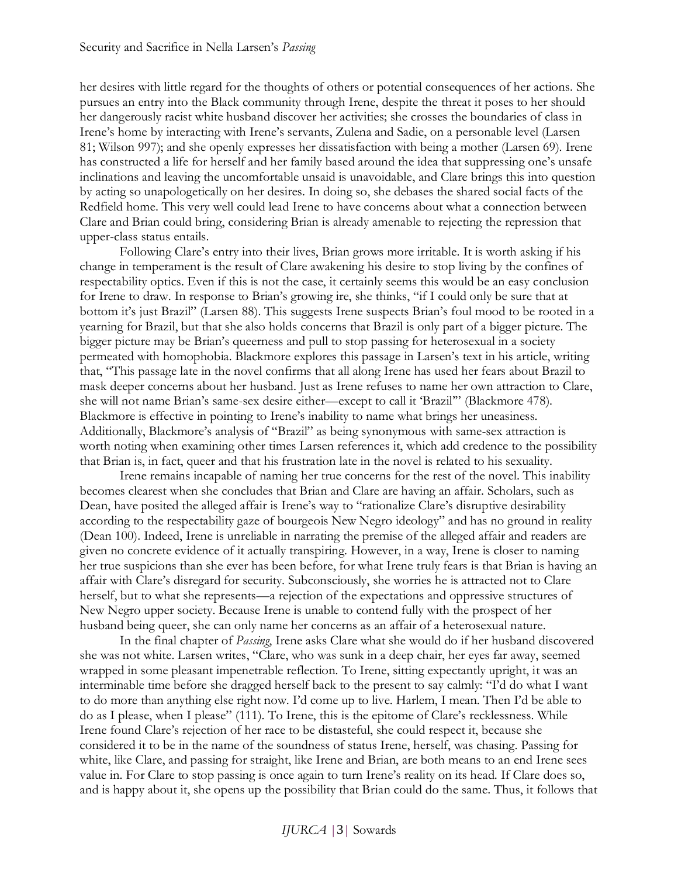her desires with little regard for the thoughts of others or potential consequences of her actions. She pursues an entry into the Black community through Irene, despite the threat it poses to her should her dangerously racist white husband discover her activities; she crosses the boundaries of class in Irene's home by interacting with Irene's servants, Zulena and Sadie, on a personable level (Larsen 81; Wilson 997); and she openly expresses her dissatisfaction with being a mother (Larsen 69). Irene has constructed a life for herself and her family based around the idea that suppressing one's unsafe inclinations and leaving the uncomfortable unsaid is unavoidable, and Clare brings this into question by acting so unapologetically on her desires. In doing so, she debases the shared social facts of the Redfield home. This very well could lead Irene to have concerns about what a connection between Clare and Brian could bring, considering Brian is already amenable to rejecting the repression that upper-class status entails.

Following Clare's entry into their lives, Brian grows more irritable. It is worth asking if his change in temperament is the result of Clare awakening his desire to stop living by the confines of respectability optics. Even if this is not the case, it certainly seems this would be an easy conclusion for Irene to draw. In response to Brian's growing ire, she thinks, "if I could only be sure that at bottom it's just Brazil" (Larsen 88). This suggests Irene suspects Brian's foul mood to be rooted in a yearning for Brazil, but that she also holds concerns that Brazil is only part of a bigger picture. The bigger picture may be Brian's queerness and pull to stop passing for heterosexual in a society permeated with homophobia. Blackmore explores this passage in Larsen's text in his article, writing that, "This passage late in the novel confirms that all along Irene has used her fears about Brazil to mask deeper concerns about her husband. Just as Irene refuses to name her own attraction to Clare, she will not name Brian's same-sex desire either—except to call it 'Brazil'" (Blackmore 478). Blackmore is effective in pointing to Irene's inability to name what brings her uneasiness. Additionally, Blackmore's analysis of "Brazil" as being synonymous with same-sex attraction is worth noting when examining other times Larsen references it, which add credence to the possibility that Brian is, in fact, queer and that his frustration late in the novel is related to his sexuality.

Irene remains incapable of naming her true concerns for the rest of the novel. This inability becomes clearest when she concludes that Brian and Clare are having an affair. Scholars, such as Dean, have posited the alleged affair is Irene's way to "rationalize Clare's disruptive desirability according to the respectability gaze of bourgeois New Negro ideology" and has no ground in reality (Dean 100). Indeed, Irene is unreliable in narrating the premise of the alleged affair and readers are given no concrete evidence of it actually transpiring. However, in a way, Irene is closer to naming her true suspicions than she ever has been before, for what Irene truly fears is that Brian is having an affair with Clare's disregard for security. Subconsciously, she worries he is attracted not to Clare herself, but to what she represents—a rejection of the expectations and oppressive structures of New Negro upper society. Because Irene is unable to contend fully with the prospect of her husband being queer, she can only name her concerns as an affair of a heterosexual nature.

In the final chapter of *Passing*, Irene asks Clare what she would do if her husband discovered she was not white. Larsen writes, "Clare, who was sunk in a deep chair, her eyes far away, seemed wrapped in some pleasant impenetrable reflection. To Irene, sitting expectantly upright, it was an interminable time before she dragged herself back to the present to say calmly: "I'd do what I want to do more than anything else right now. I'd come up to live. Harlem, I mean. Then I'd be able to do as I please, when I please" (111). To Irene, this is the epitome of Clare's recklessness. While Irene found Clare's rejection of her race to be distasteful, she could respect it, because she considered it to be in the name of the soundness of status Irene, herself, was chasing. Passing for white, like Clare, and passing for straight, like Irene and Brian, are both means to an end Irene sees value in. For Clare to stop passing is once again to turn Irene's reality on its head. If Clare does so, and is happy about it, she opens up the possibility that Brian could do the same. Thus, it follows that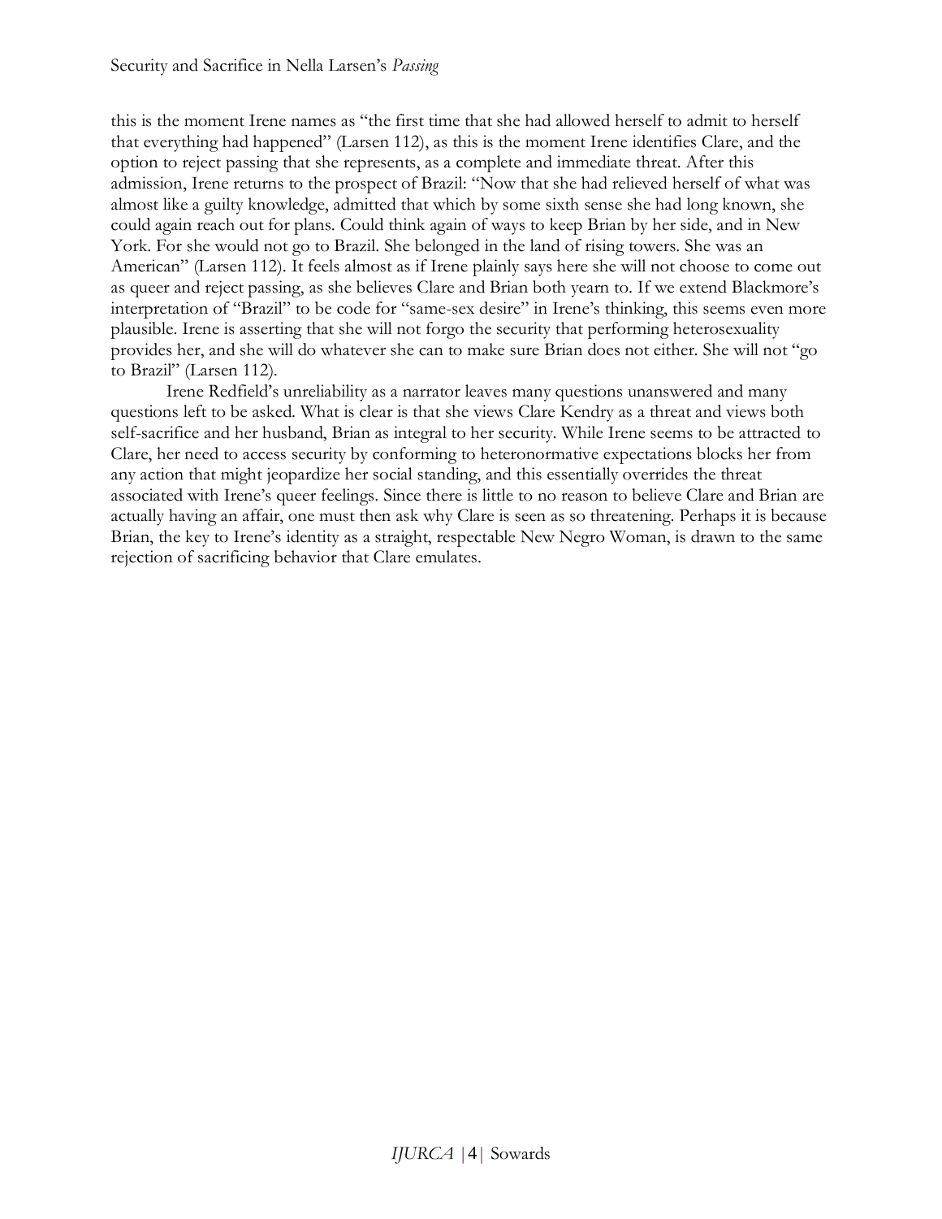this is the moment Irene names as "the first time that she had allowed herself to admit to herself that everything had happened" (Larsen 112), as this is the moment Irene identifies Clare, and the option to reject passing that she represents, as a complete and immediate threat. After this admission, Irene returns to the prospect of Brazil: "Now that she had relieved herself of what was almost like a guilty knowledge, admitted that which by some sixth sense she had long known, she could again reach out for plans. Could think again of ways to keep Brian by her side, and in New York. For she would not go to Brazil. She belonged in the land of rising towers. She was an American" (Larsen 112). It feels almost as if Irene plainly says here she will not choose to come out as queer and reject passing, as she believes Clare and Brian both yearn to. If we extend Blackmore's interpretation of "Brazil" to be code for "same-sex desire" in Irene's thinking, this seems even more plausible. Irene is asserting that she will not forgo the security that performing heterosexuality provides her, and she will do whatever she can to make sure Brian does not either. She will not "go to Brazil" (Larsen 112).

Irene Redfield's unreliability as a narrator leaves many questions unanswered and many questions left to be asked. What is clear is that she views Clare Kendry as a threat and views both self-sacrifice and her husband, Brian as integral to her security. While Irene seems to be attracted to Clare, her need to access security by conforming to heteronormative expectations blocks her from any action that might jeopardize her social standing, and this essentially overrides the threat associated with Irene's queer feelings. Since there is little to no reason to believe Clare and Brian are actually having an affair, one must then ask why Clare is seen as so threatening. Perhaps it is because Brian, the key to Irene's identity as a straight, respectable New Negro Woman, is drawn to the same rejection of sacrificing behavior that Clare emulates.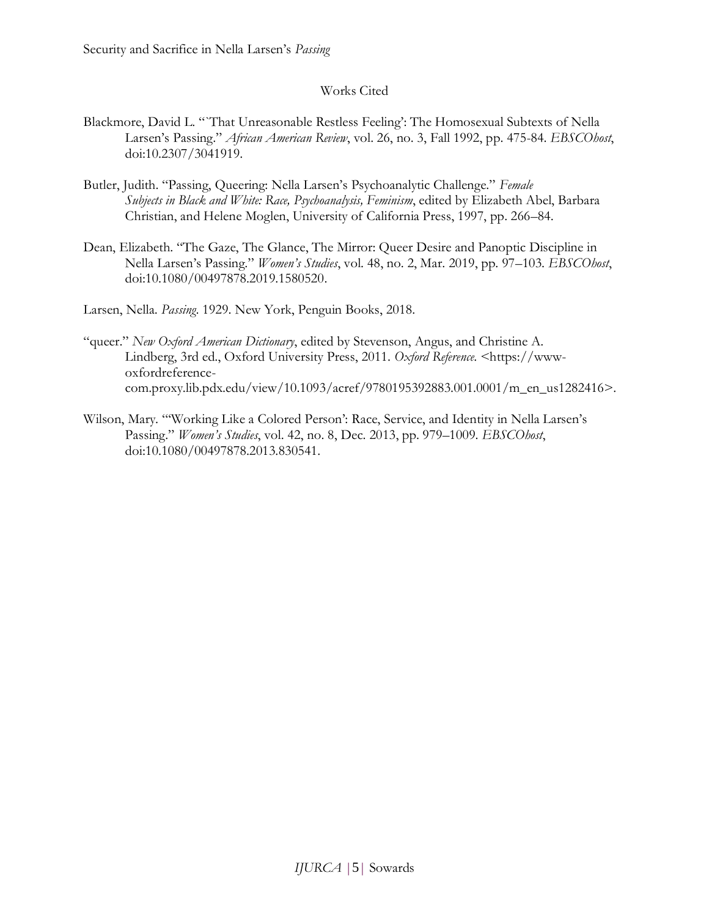Works Cited

Blackmore, David L. "`That Unreasonable Restless Feeling': The Homosexual Subtexts of Nella Larsen's Passing." *African American Review*, vol. 26, no. 3, Fall 1992, pp. 475-84. *EBSCOhost*, doi:10.2307/3041919.

Butler, Judith. "Passing, Queering: Nella Larsen's Psychoanalytic Challenge." *Female Subjects in Black and White: Race, Psychoanalysis, Feminism*, edited by Elizabeth Abel, Barbara Christian, and Helene Moglen, University of California Press, 1997, pp. 266–84.

Dean, Elizabeth. "The Gaze, The Glance, The Mirror: Queer Desire and Panoptic Discipline in Nella Larsen's Passing." *Women's Studies*, vol. 48, no. 2, Mar. 2019, pp. 97–103. *EBSCOhost*, doi:10.1080/00497878.2019.1580520.

Larsen, Nella. *Passing*. 1929. New York, Penguin Books, 2018.

"queer." *New Oxford American Dictionary*, edited by Stevenson, Angus, and Christine A. Lindberg, 3rd ed., Oxford University Press, 2011. *Oxford Reference*. <https://www-oxfordreference-com.proxy.lib.pdx.edu/view/10.1093/acref/9780195392883.001.0001/m_en_us1282416>.

Wilson, Mary. "'Working Like a Colored Person': Race, Service, and Identity in Nella Larsen's Passing." *Women's Studies*, vol. 42, no. 8, Dec. 2013, pp. 979–1009. *EBSCOhost*, doi:10.1080/00497878.2013.830541.